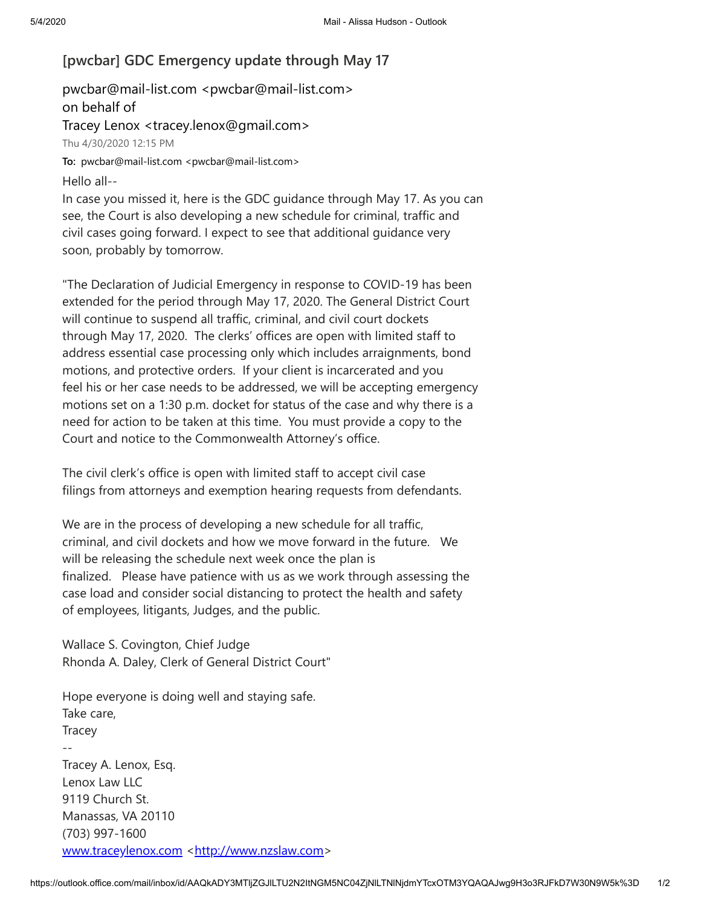# [pwcbar] GDC Emergency update through May 17

pwcbar@mail-list.com <pwcbar@mail-list.com>
on behalf of
Tracey Lenox <tracey.lenox@gmail.com>

Thu 4/30/2020 12:15 PM

**To:** pwcbar@mail-list.com <pwcbar@mail-list.com>

Hello all--

In case you missed it, here is the GDC guidance through May 17. As you can see, the Court is also developing a new schedule for criminal, traffic and civil cases going forward. I expect to see that additional guidance very soon, probably by tomorrow.

"The Declaration of Judicial Emergency in response to COVID-19 has been extended for the period through May 17, 2020. The General District Court will continue to suspend all traffic, criminal, and civil court dockets through May 17, 2020. The clerks' offices are open with limited staff to address essential case processing only which includes arraignments, bond motions, and protective orders. If your client is incarcerated and you feel his or her case needs to be addressed, we will be accepting emergency motions set on a 1:30 p.m. docket for status of the case and why there is a need for action to be taken at this time. You must provide a copy to the Court and notice to the Commonwealth Attorney's office.

The civil clerk's office is open with limited staff to accept civil case filings from attorneys and exemption hearing requests from defendants.

We are in the process of developing a new schedule for all traffic, criminal, and civil dockets and how we move forward in the future. We will be releasing the schedule next week once the plan is finalized. Please have patience with us as we work through assessing the case load and consider social distancing to protect the health and safety of employees, litigants, Judges, and the public.

Wallace S. Covington, Chief Judge
Rhonda A. Daley, Clerk of General District Court"

Hope everyone is doing well and staying safe.
Take care,
Tracey

--
Tracey A. Lenox, Esq.
Lenox Law LLC
9119 Church St.
Manassas, VA 20110
(703) 997-1600
www.traceylenox.com <http://www.nzslaw.com>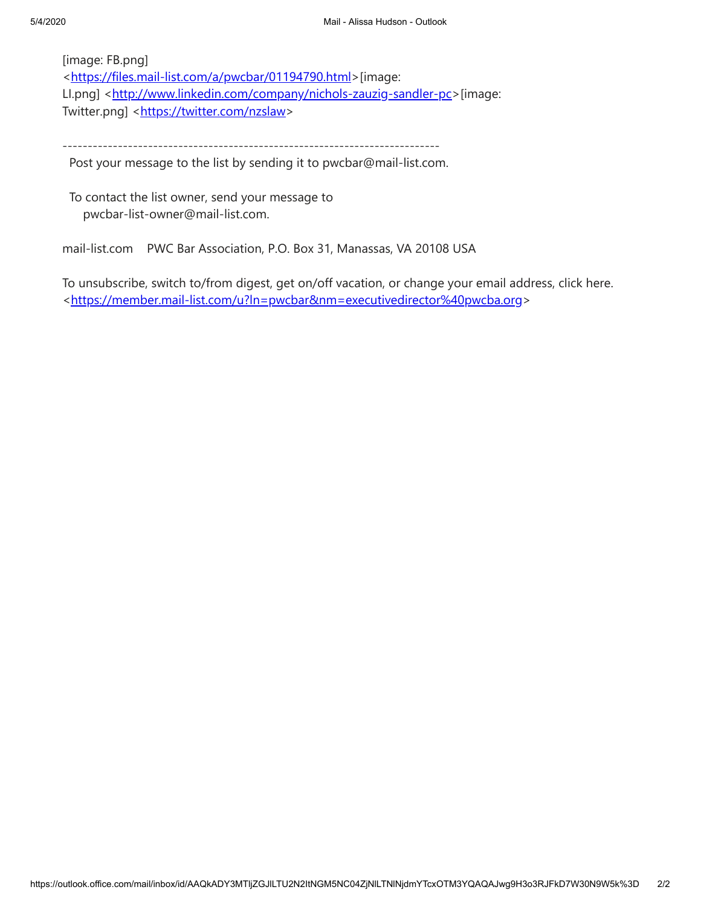[image: FB.png]
<https://files.mail-list.com/a/pwcbar/01194790.html>[image:
LI.png] <http://www.linkedin.com/company/nichols-zauzig-sandler-pc>[image:
Twitter.png] <https://twitter.com/nzslaw>

---

Post your message to the list by sending it to pwcbar@mail-list.com.

To contact the list owner, send your message to
pwcbar-list-owner@mail-list.com.

mail-list.com    PWC Bar Association, P.O. Box 31, Manassas, VA 20108 USA

To unsubscribe, switch to/from digest, get on/off vacation, or change your email address, click here.
<https://member.mail-list.com/u?ln=pwcbar&nm=executivedirector%40pwcba.org>